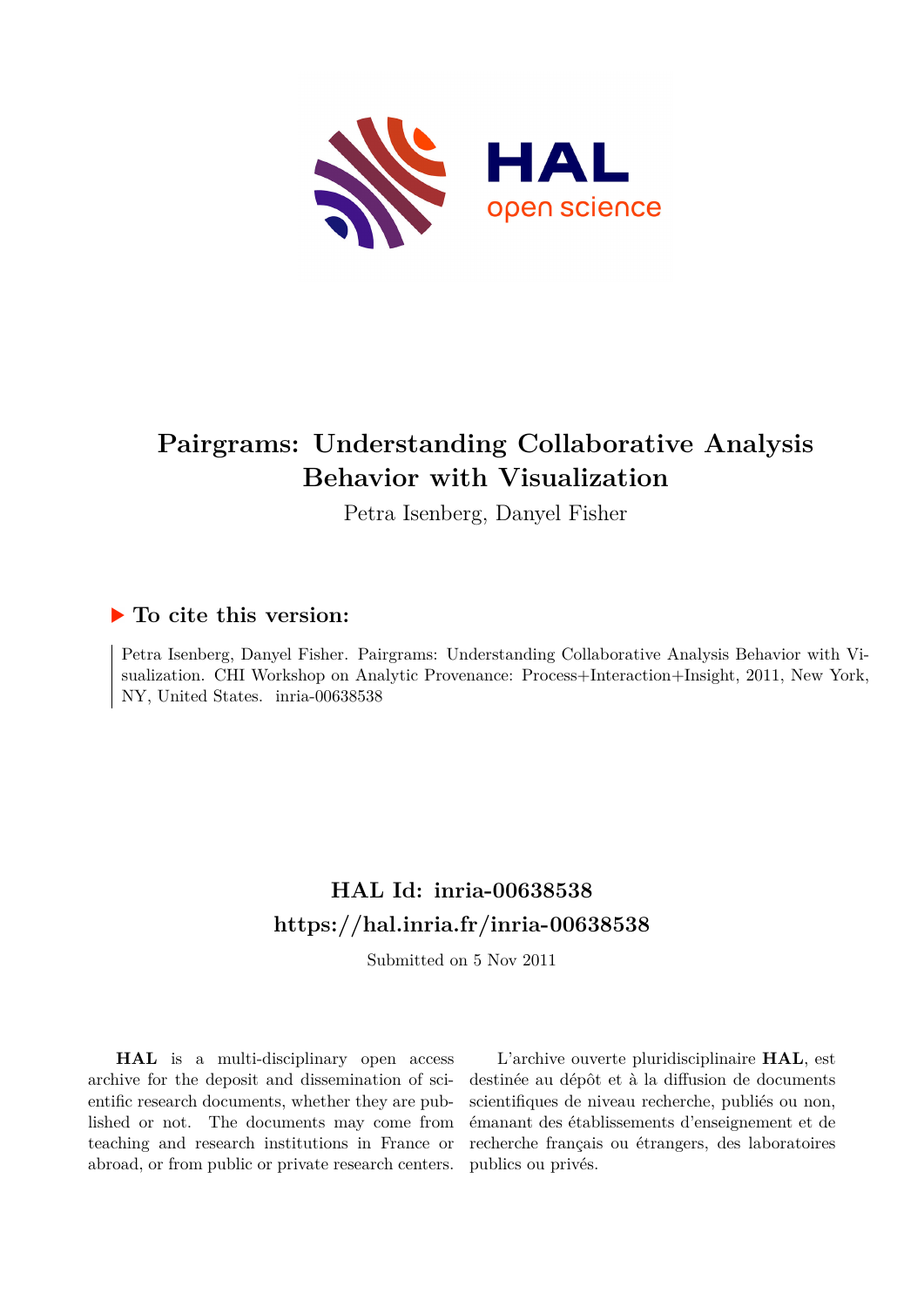# Pairgrams: Understanding Collaborative Analysis Behavior with Visualization

Petra Isenberg, Danyel Fisher

## To cite this version:

Petra Isenberg, Danyel Fisher. Pairgrams: Understanding Collaborative Analysis Behavior with Visualization. CHI Workshop on Analytic Provenance: Process+Interaction+Insight, 2011, New York, NY, United States. inria-00638538

## HAL Id: inria-00638538
## https://hal.inria.fr/inria-00638538

Submitted on 5 Nov 2011

**HAL** is a multi-disciplinary open access archive for the deposit and dissemination of scientific research documents, whether they are published or not. The documents may come from teaching and research institutions in France or abroad, or from public or private research centers.

L'archive ouverte pluridisciplinaire **HAL**, est destinée au dépôt et à la diffusion de documents scientifiques de niveau recherche, publiés ou non, émanant des établissements d'enseignement et de recherche français ou étrangers, des laboratoires publics ou privés.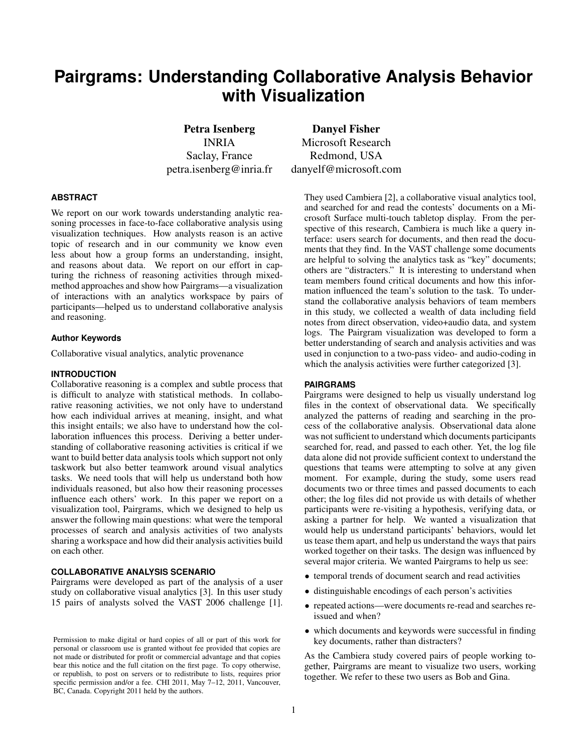# Pairgrams: Understanding Collaborative Analysis Behavior with Visualization

**Petra Isenberg**
INRIA
Saclay, France
petra.isenberg@inria.fr

**Danyel Fisher**
Microsoft Research
Redmond, USA
danyelf@microsoft.com

### ABSTRACT

We report on our work towards understanding analytic reasoning processes in face-to-face collaborative analysis using visualization techniques. How analysts reason is an active topic of research and in our community we know even less about how a group forms an understanding, insight, and reasons about data. We report on our effort in capturing the richness of reasoning activities through mixed-method approaches and show how Pairgrams—a visualization of interactions with an analytics workspace by pairs of participants—helped us to understand collaborative analysis and reasoning.

### Author Keywords

Collaborative visual analytics, analytic provenance

### INTRODUCTION

Collaborative reasoning is a complex and subtle process that is difficult to analyze with statistical methods. In collaborative reasoning activities, we not only have to understand how each individual arrives at meaning, insight, and what this insight entails; we also have to understand how the collaboration influences this process. Deriving a better understanding of collaborative reasoning activities is critical if we want to build better data analysis tools which support not only taskwork but also better teamwork around visual analytics tasks. We need tools that will help us understand both how individuals reasoned, but also how their reasoning processes influence each others' work. In this paper we report on a visualization tool, Pairgrams, which we designed to help us answer the following main questions: what were the temporal processes of search and analysis activities of two analysts sharing a workspace and how did their analysis activities build on each other.

### COLLABORATIVE ANALYSIS SCENARIO

Pairgrams were developed as part of the analysis of a user study on collaborative visual analytics [3]. In this user study 15 pairs of analysts solved the VAST 2006 challenge [1]. They used Cambiera [2], a collaborative visual analytics tool, and searched for and read the contests' documents on a Microsoft Surface multi-touch tabletop display. From the perspective of this research, Cambiera is much like a query interface: users search for documents, and then read the documents that they find. In the VAST challenge some documents are helpful to solving the analytics task as "key" documents; others are "distracters." It is interesting to understand when team members found critical documents and how this information influenced the team's solution to the task. To understand the collaborative analysis behaviors of team members in this study, we collected a wealth of data including field notes from direct observation, video+audio data, and system logs. The Pairgram visualization was developed to form a better understanding of search and analysis activities and was used in conjunction to a two-pass video- and audio-coding in which the analysis activities were further categorized [3].

### PAIRGRAMS

Pairgrams were designed to help us visually understand log files in the context of observational data. We specifically analyzed the patterns of reading and searching in the process of the collaborative analysis. Observational data alone was not sufficient to understand which documents participants searched for, read, and passed to each other. Yet, the log file data alone did not provide sufficient context to understand the questions that teams were attempting to solve at any given moment. For example, during the study, some users read documents two or three times and passed documents to each other; the log files did not provide us with details of whether participants were re-visiting a hypothesis, verifying data, or asking a partner for help. We wanted a visualization that would help us understand participants' behaviors, would let us tease them apart, and help us understand the ways that pairs worked together on their tasks. The design was influenced by several major criteria. We wanted Pairgrams to help us see:

- temporal trends of document search and read activities
- distinguishable encodings of each person's activities
- repeated actions—were documents re-read and searches re-issued and when?
- which documents and keywords were successful in finding key documents, rather than distracters?

As the Cambiera study covered pairs of people working together, Pairgrams are meant to visualize two users, working together. We refer to these two users as Bob and Gina.

Permission to make digital or hard copies of all or part of this work for personal or classroom use is granted without fee provided that copies are not made or distributed for profit or commercial advantage and that copies bear this notice and the full citation on the first page. To copy otherwise, or republish, to post on servers or to redistribute to lists, requires prior specific permission and/or a fee. CHI 2011, May 7–12, 2011, Vancouver, BC, Canada. Copyright 2011 held by the authors.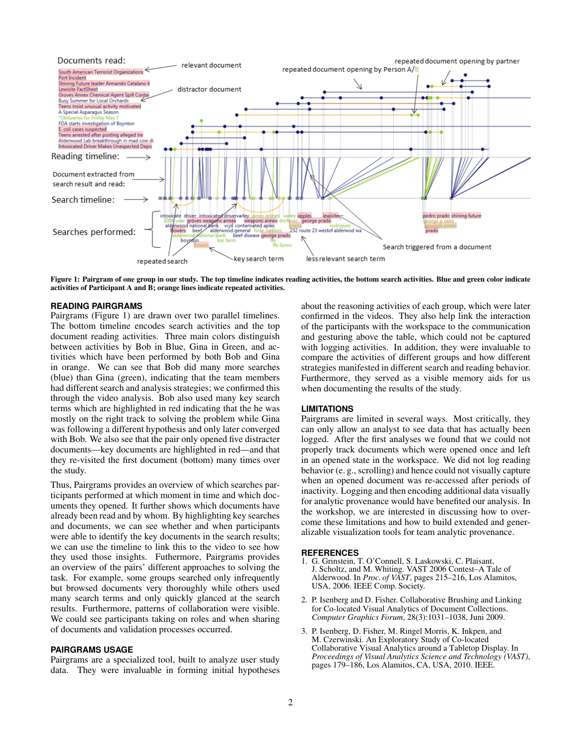Documents read:

relevant document

distractor document

repeated document opening by Person A/B

repeated document opening by partner

South American Terrorist Organizations
Port Incident
Shining Future leader Armando Catalano k
Lewisite FactSheet
Groves Annex Chemical Agent Spill Contai
Busy Summer for Local Orchards
Teens insist unusual activity motivated
A Special Asparagus Season
"Obituaries for Friday May 7
FDA starts investigation of Boynton
E. coli cases suspected
Teens arrested after posting alleged tre
Alderwood Lab breakthrough in mad cow di
Intoxicated Driver Makes Unexpected Depo

Reading timeline:

Document extracted from search result and read:

Search timeline:

Searches performed:

intoxicate driver intoxicated drivervarley james grimes varley apples lewisite 2004 year groves weapons annex weapons annex dorfman george prado alderwood national bank vcjd contaminated aples prado rodriguez flowers beef alderwood general hose rarelrez 232 route 23 westof alderwood wa alderwood national bank beef disease george prado boynton kaz farm ffe flowers ffe farms

pedro prado shining future george p rado george prado prado

repeated search

key search term

less relevant search term

Search triggered from a document

**Figure 1: Pairgram of one group in our study. The top timeline indicates reading activities, the bottom search activities. Blue and green color indicate activities of Participant A and B; orange lines indicate repeated activities.**

## READING PAIRGRAMS

Pairgrams (Figure 1) are drawn over two parallel timelines. The bottom timeline encodes search activities and the top document reading activities. Three main colors distinguish between activities by Bob in Blue, Gina in Green, and activities which have been performed by both Bob and Gina in orange. We can see that Bob did many more searches (blue) than Gina (green), indicating that the team members had different search and analysis strategies; we confirmed this through the video analysis. Bob also used many key search terms which are highlighted in red indicating that the he was mostly on the right track to solving the problem while Gina was following a different hypothesis and only later converged with Bob. We also see that the pair only opened five distracter documents—key documents are highlighted in red—and that they re-visited the first document (bottom) many times over the study.

Thus, Pairgrams provides an overview of which searches participants performed at which moment in time and which documents they opened. It further shows which documents have already been read and by whom. By highlighting key searches and documents, we can see whether and when participants were able to identify the key documents in the search results; we can use the timeline to link this to the video to see how they used those insights. Futhermore, Pairgrams provides an overview of the pairs' different approaches to solving the task. For example, some groups searched only infrequently but browsed documents very thoroughly while others used many search terms and only quickly glanced at the search results. Furthermore, patterns of collaboration were visible. We could see participants taking on roles and when sharing of documents and validation processes occurred.

## PAIRGRAMS USAGE

Pairgrams are a specialized tool, built to analyze user study data. They were invaluable in forming initial hypotheses about the reasoning activities of each group, which were later confirmed in the videos. They also help link the interaction of the participants with the workspace to the communication and gesturing above the table, which could not be captured with logging activities. In addition, they were invaluable to compare the activities of different groups and how different strategies manifested in different search and reading behavior. Furthermore, they served as a visible memory aids for us when documenting the results of the study.

## LIMITATIONS

Pairgrams are limited in several ways. Most critically, they can only allow an analyst to see data that has actually been logged. After the first analyses we found that we could not properly track documents which were opened once and left in an opened state in the workspace. We did not log reading behavior (e. g., scrolling) and hence could not visually capture when an opened document was re-accessed after periods of inactivity. Logging and then encoding additional data visually for analytic provenance would have benefited our analysis. In the workshop, we are interested in discussing how to overcome these limitations and how to build extended and generalizable visualization tools for team analytic provenance.

## REFERENCES

1. G. Grinstein, T. O'Connell, S. Laskowski, C. Plaisant, J. Scholtz, and M. Whiting. VAST 2006 Contest–A Tale of Alderwood. In *Proc. of VAST*, pages 215–216, Los Alamitos, USA, 2006. IEEE Comp. Society.

2. P. Isenberg and D. Fisher. Collaborative Brushing and Linking for Co-located Visual Analytics of Document Collections. *Computer Graphics Forum*, 28(3):1031–1038, Juni 2009.

3. P. Isenberg, D. Fisher, M. Ringel Morris, K. Inkpen, and M. Czerwinski. An Exploratory Study of Co-located Collaborative Visual Analytics around a Tabletop Display. In *Proceedings of Visual Analytics Science and Technology (VAST)*, pages 179–186, Los Alamitos, CA, USA, 2010. IEEE.